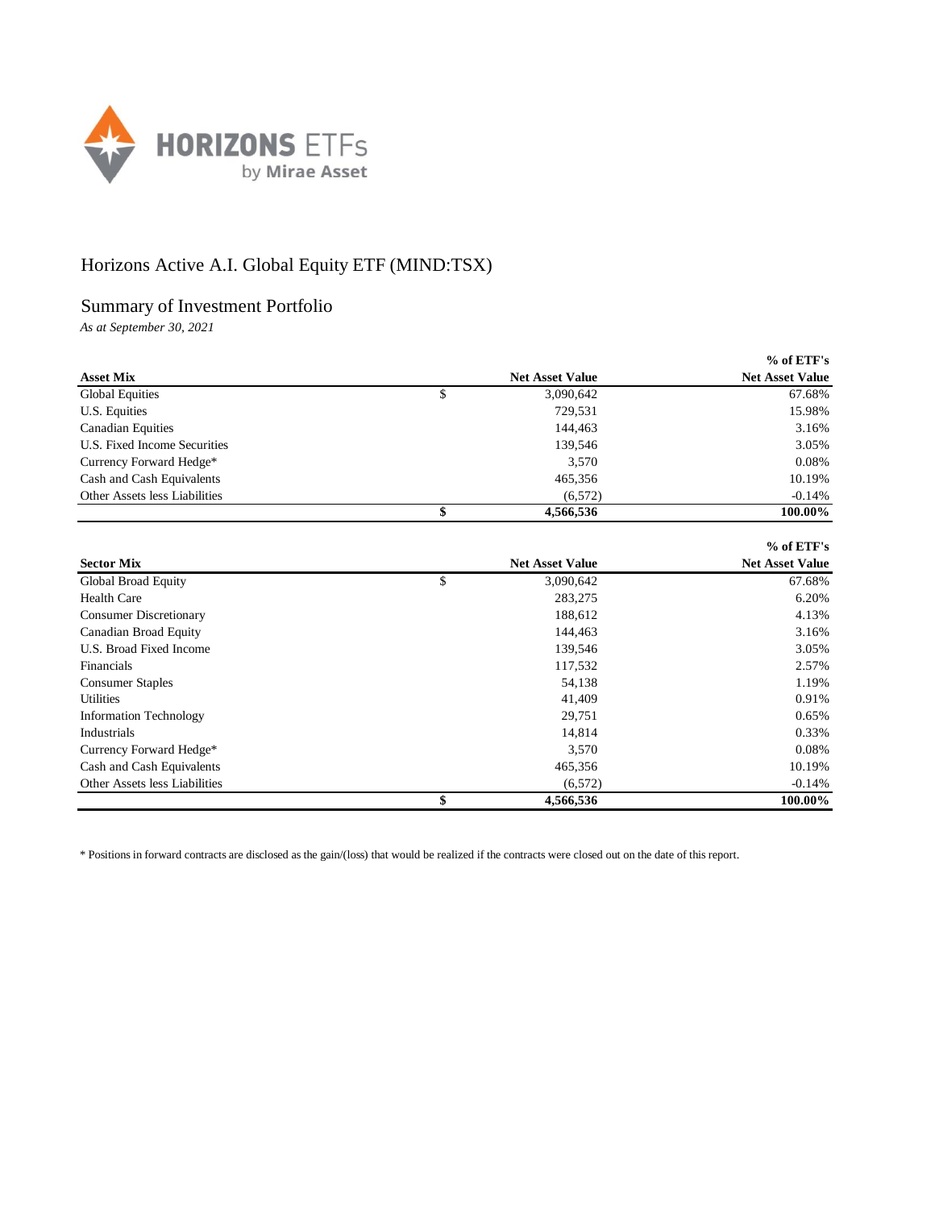# Horizons Active A.I. Global Equity ETF (MIND:TSX)

## Summary of Investment Portfolio

*As at September 30, 2021*

| Asset Mix | | Net Asset Value | % of ETF's Net Asset Value |
|---|---|---|---|
| Global Equities | $ | 3,090,642 | 67.68% |
| U.S. Equities | | 729,531 | 15.98% |
| Canadian Equities | | 144,463 | 3.16% |
| U.S. Fixed Income Securities | | 139,546 | 3.05% |
| Currency Forward Hedge* | | 3,570 | 0.08% |
| Cash and Cash Equivalents | | 465,356 | 10.19% |
| Other Assets less Liabilities | | (6,572) | -0.14% |
| | **$** | **4,566,536** | **100.00%** |

| Sector Mix | | Net Asset Value | % of ETF's Net Asset Value |
|---|---|---|---|
| Global Broad Equity | $ | 3,090,642 | 67.68% |
| Health Care | | 283,275 | 6.20% |
| Consumer Discretionary | | 188,612 | 4.13% |
| Canadian Broad Equity | | 144,463 | 3.16% |
| U.S. Broad Fixed Income | | 139,546 | 3.05% |
| Financials | | 117,532 | 2.57% |
| Consumer Staples | | 54,138 | 1.19% |
| Utilities | | 41,409 | 0.91% |
| Information Technology | | 29,751 | 0.65% |
| Industrials | | 14,814 | 0.33% |
| Currency Forward Hedge* | | 3,570 | 0.08% |
| Cash and Cash Equivalents | | 465,356 | 10.19% |
| Other Assets less Liabilities | | (6,572) | -0.14% |
| | **$** | **4,566,536** | **100.00%** |

* Positions in forward contracts are disclosed as the gain/(loss) that would be realized if the contracts were closed out on the date of this report.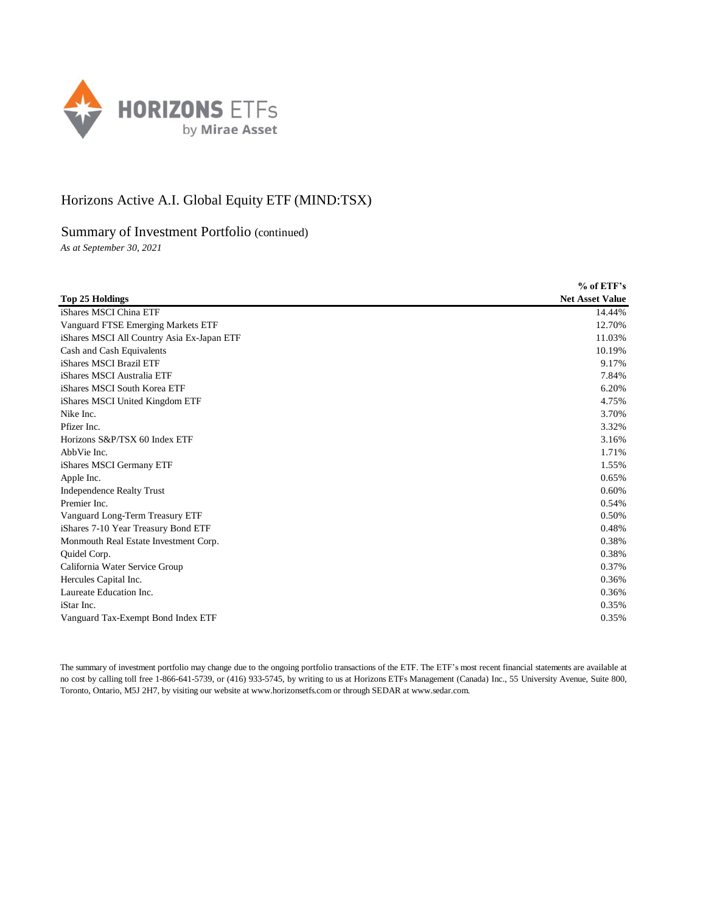# Horizons Active A.I. Global Equity ETF (MIND:TSX)

## Summary of Investment Portfolio (continued)

*As at September 30, 2021*

| Top 25 Holdings | % of ETF's Net Asset Value |
|---|---|
| iShares MSCI China ETF | 14.44% |
| Vanguard FTSE Emerging Markets ETF | 12.70% |
| iShares MSCI All Country Asia Ex-Japan ETF | 11.03% |
| Cash and Cash Equivalents | 10.19% |
| iShares MSCI Brazil ETF | 9.17% |
| iShares MSCI Australia ETF | 7.84% |
| iShares MSCI South Korea ETF | 6.20% |
| iShares MSCI United Kingdom ETF | 4.75% |
| Nike Inc. | 3.70% |
| Pfizer Inc. | 3.32% |
| Horizons S&P/TSX 60 Index ETF | 3.16% |
| AbbVie Inc. | 1.71% |
| iShares MSCI Germany ETF | 1.55% |
| Apple Inc. | 0.65% |
| Independence Realty Trust | 0.60% |
| Premier Inc. | 0.54% |
| Vanguard Long-Term Treasury ETF | 0.50% |
| iShares 7-10 Year Treasury Bond ETF | 0.48% |
| Monmouth Real Estate Investment Corp. | 0.38% |
| Quidel Corp. | 0.38% |
| California Water Service Group | 0.37% |
| Hercules Capital Inc. | 0.36% |
| Laureate Education Inc. | 0.36% |
| iStar Inc. | 0.35% |
| Vanguard Tax-Exempt Bond Index ETF | 0.35% |

The summary of investment portfolio may change due to the ongoing portfolio transactions of the ETF. The ETF's most recent financial statements are available at no cost by calling toll free 1-866-641-5739, or (416) 933-5745, by writing to us at Horizons ETFs Management (Canada) Inc., 55 University Avenue, Suite 800, Toronto, Ontario, M5J 2H7, by visiting our website at www.horizonsetfs.com or through SEDAR at www.sedar.com.